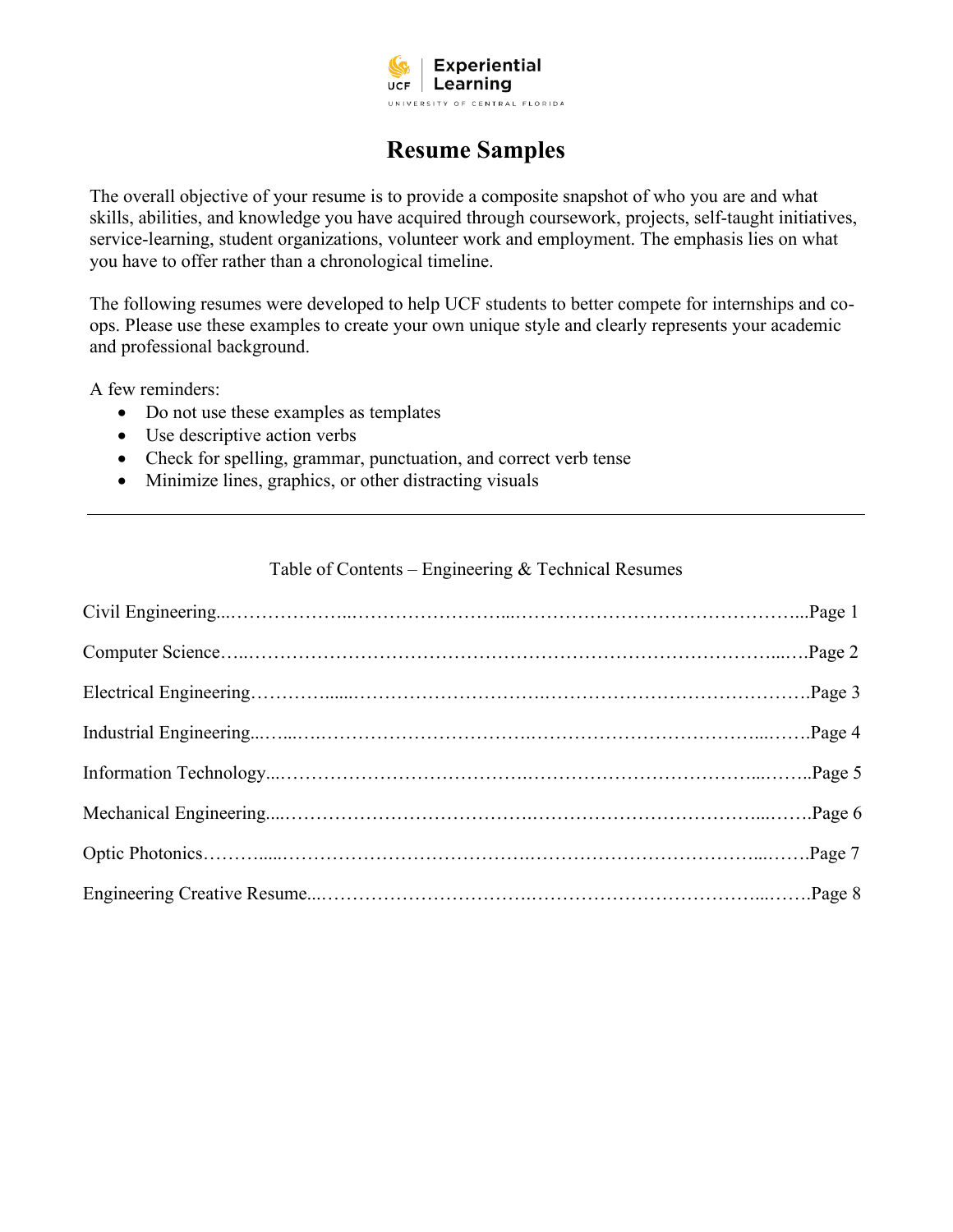Experiential Learning

UNIVERSITY OF CENTRAL FLORIDA

# Resume Samples

The overall objective of your resume is to provide a composite snapshot of who you are and what skills, abilities, and knowledge you have acquired through coursework, projects, self-taught initiatives, service-learning, student organizations, volunteer work and employment. The emphasis lies on what you have to offer rather than a chronological timeline.

The following resumes were developed to help UCF students to better compete for internships and co-ops. Please use these examples to create your own unique style and clearly represents your academic and professional background.

A few reminders:

- Do not use these examples as templates
- Use descriptive action verbs
- Check for spelling, grammar, punctuation, and correct verb tense
- Minimize lines, graphics, or other distracting visuals

---

Table of Contents – Engineering & Technical Resumes

Civil Engineering...........................................................Page 1

Computer Science..........................................................Page 2

Electrical Engineering....................................................Page 3

Industrial Engineering....................................................Page 4

Information Technology..................................................Page 5

Mechanical Engineering..................................................Page 6

Optic Photonics..............................................................Page 7

Engineering Creative Resume..........................................Page 8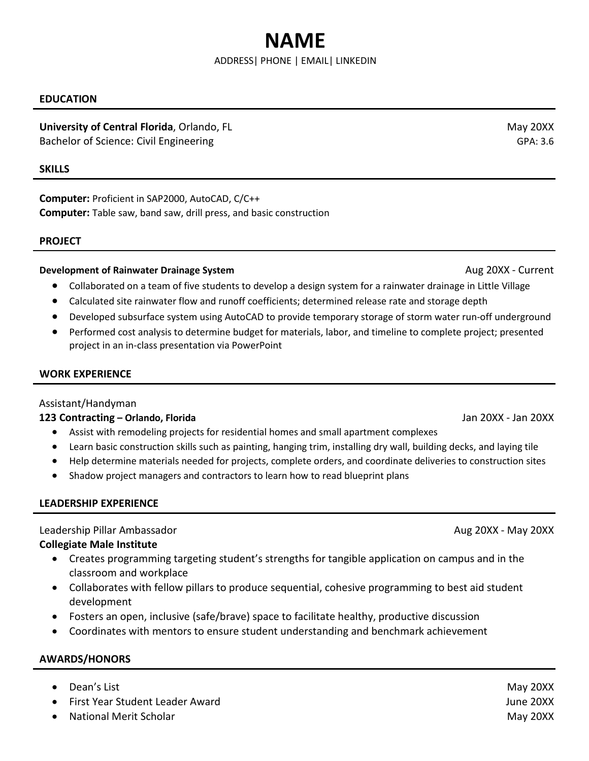# NAME

ADDRESS| PHONE | EMAIL| LINKEDIN

## EDUCATION

**University of Central Florida**, Orlando, FL — May 20XX
Bachelor of Science: Civil Engineering — GPA: 3.6

## SKILLS

**Computer:** Proficient in SAP2000, AutoCAD, C/C++
**Computer:** Table saw, band saw, drill press, and basic construction

## PROJECT

**Development of Rainwater Drainage System** — Aug 20XX - Current

- Collaborated on a team of five students to develop a design system for a rainwater drainage in Little Village
- Calculated site rainwater flow and runoff coefficients; determined release rate and storage depth
- Developed subsurface system using AutoCAD to provide temporary storage of storm water run-off underground
- Performed cost analysis to determine budget for materials, labor, and timeline to complete project; presented project in an in-class presentation via PowerPoint

## WORK EXPERIENCE

Assistant/Handyman
**123 Contracting – Orlando, Florida** — Jan 20XX - Jan 20XX

- Assist with remodeling projects for residential homes and small apartment complexes
- Learn basic construction skills such as painting, hanging trim, installing dry wall, building decks, and laying tile
- Help determine materials needed for projects, complete orders, and coordinate deliveries to construction sites
- Shadow project managers and contractors to learn how to read blueprint plans

## LEADERSHIP EXPERIENCE

Leadership Pillar Ambassador — Aug 20XX - May 20XX
**Collegiate Male Institute**

- Creates programming targeting student's strengths for tangible application on campus and in the classroom and workplace
- Collaborates with fellow pillars to produce sequential, cohesive programming to best aid student development
- Fosters an open, inclusive (safe/brave) space to facilitate healthy, productive discussion
- Coordinates with mentors to ensure student understanding and benchmark achievement

## AWARDS/HONORS

- Dean's List — May 20XX
- First Year Student Leader Award — June 20XX
- National Merit Scholar — May 20XX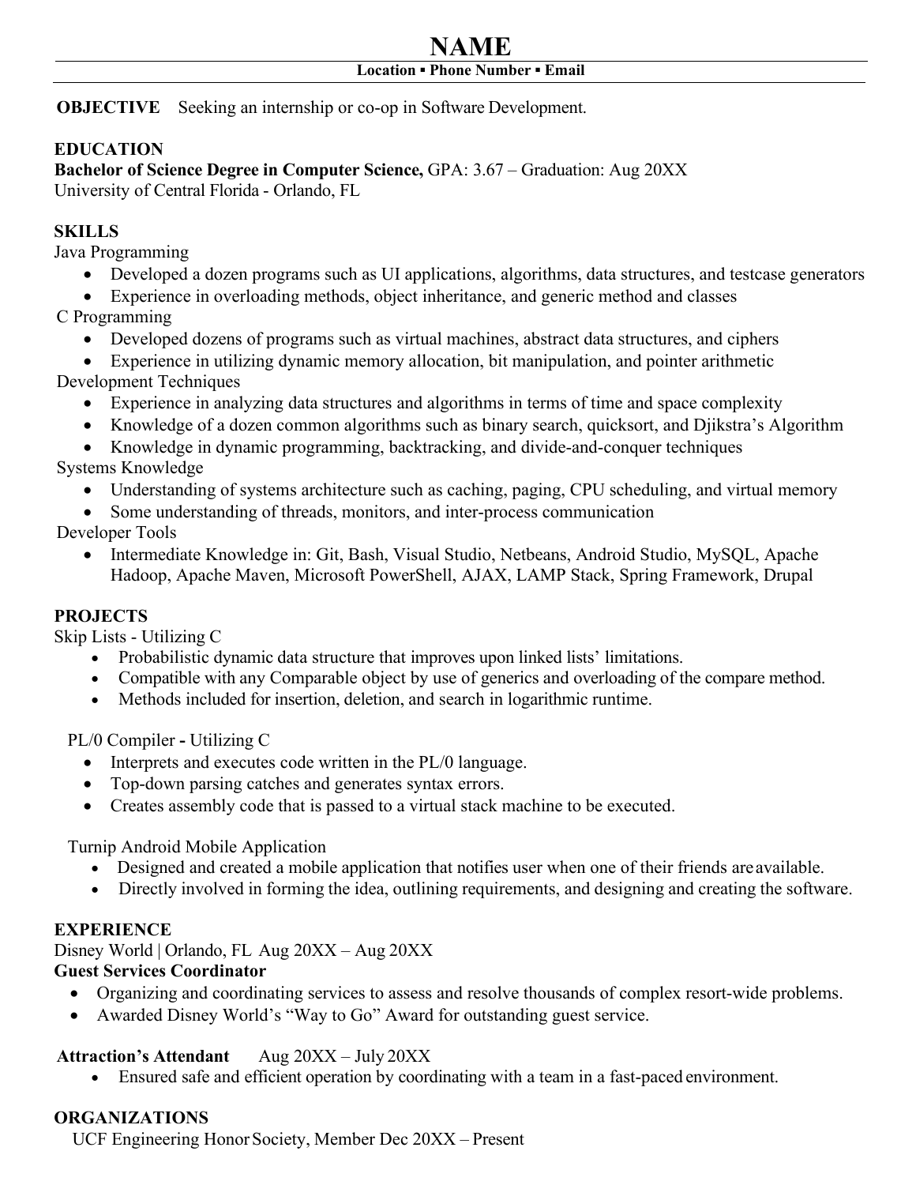# NAME

**Location ▪ Phone Number ▪ Email**

**OBJECTIVE** Seeking an internship or co-op in Software Development.

## EDUCATION

**Bachelor of Science Degree in Computer Science,** GPA: 3.67 – Graduation: Aug 20XX
University of Central Florida - Orlando, FL

## SKILLS

Java Programming

- Developed a dozen programs such as UI applications, algorithms, data structures, and testcase generators
- Experience in overloading methods, object inheritance, and generic method and classes

C Programming

- Developed dozens of programs such as virtual machines, abstract data structures, and ciphers
- Experience in utilizing dynamic memory allocation, bit manipulation, and pointer arithmetic

Development Techniques

- Experience in analyzing data structures and algorithms in terms of time and space complexity
- Knowledge of a dozen common algorithms such as binary search, quicksort, and Djikstra's Algorithm
- Knowledge in dynamic programming, backtracking, and divide-and-conquer techniques

Systems Knowledge

- Understanding of systems architecture such as caching, paging, CPU scheduling, and virtual memory
- Some understanding of threads, monitors, and inter-process communication

Developer Tools

- Intermediate Knowledge in: Git, Bash, Visual Studio, Netbeans, Android Studio, MySQL, Apache Hadoop, Apache Maven, Microsoft PowerShell, AJAX, LAMP Stack, Spring Framework, Drupal

## PROJECTS

Skip Lists - Utilizing C

- Probabilistic dynamic data structure that improves upon linked lists' limitations.
- Compatible with any Comparable object by use of generics and overloading of the compare method.
- Methods included for insertion, deletion, and search in logarithmic runtime.

PL/0 Compiler **-** Utilizing C

- Interprets and executes code written in the PL/0 language.
- Top-down parsing catches and generates syntax errors.
- Creates assembly code that is passed to a virtual stack machine to be executed.

Turnip Android Mobile Application

- Designed and created a mobile application that notifies user when one of their friends are available.
- Directly involved in forming the idea, outlining requirements, and designing and creating the software.

## EXPERIENCE

Disney World | Orlando, FL Aug 20XX – Aug 20XX
**Guest Services Coordinator**

- Organizing and coordinating services to assess and resolve thousands of complex resort-wide problems.
- Awarded Disney World's "Way to Go" Award for outstanding guest service.

**Attraction's Attendant** Aug 20XX – July 20XX

- Ensured safe and efficient operation by coordinating with a team in a fast-paced environment.

## ORGANIZATIONS

UCF Engineering Honor Society, Member Dec 20XX – Present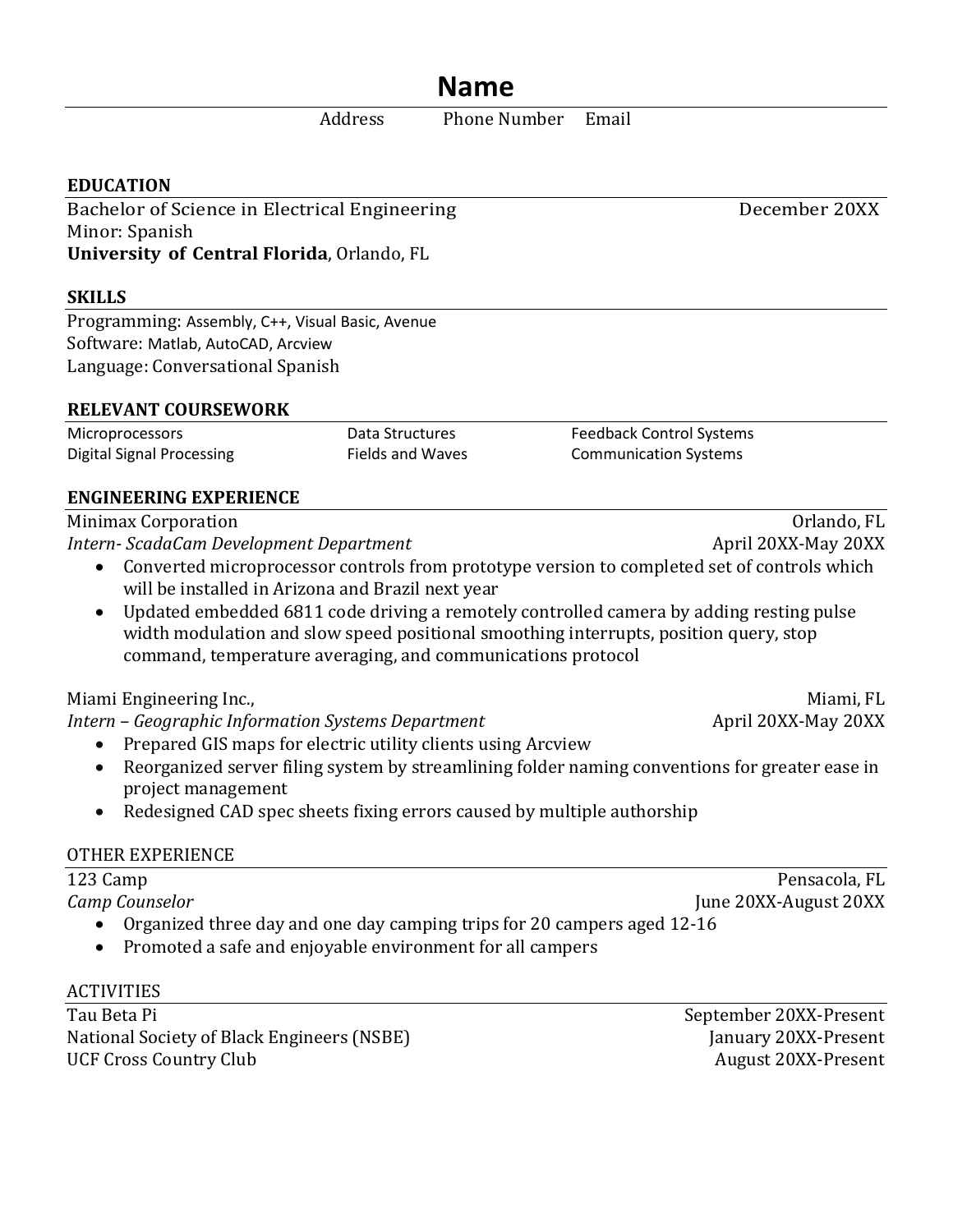# Name

Address Phone Number Email

## EDUCATION

Bachelor of Science in Electrical Engineering — December 20XX
Minor: Spanish
**University of Central Florida**, Orlando, FL

## SKILLS

Programming: Assembly, C++, Visual Basic, Avenue
Software: Matlab, AutoCAD, Arcview
Language: Conversational Spanish

## RELEVANT COURSEWORK

| | | |
|---|---|---|
| Microprocessors | Data Structures | Feedback Control Systems |
| Digital Signal Processing | Fields and Waves | Communication Systems |

## ENGINEERING EXPERIENCE

Minimax Corporation — Orlando, FL
*Intern- ScadaCam Development Department* — April 20XX-May 20XX

- Converted microprocessor controls from prototype version to completed set of controls which will be installed in Arizona and Brazil next year
- Updated embedded 6811 code driving a remotely controlled camera by adding resting pulse width modulation and slow speed positional smoothing interrupts, position query, stop command, temperature averaging, and communications protocol

Miami Engineering Inc., — Miami, FL
*Intern – Geographic Information Systems Department* — April 20XX-May 20XX

- Prepared GIS maps for electric utility clients using Arcview
- Reorganized server filing system by streamlining folder naming conventions for greater ease in project management
- Redesigned CAD spec sheets fixing errors caused by multiple authorship

## OTHER EXPERIENCE

123 Camp — Pensacola, FL
*Camp Counselor* — June 20XX-August 20XX

- Organized three day and one day camping trips for 20 campers aged 12-16
- Promoted a safe and enjoyable environment for all campers

## ACTIVITIES

Tau Beta Pi — September 20XX-Present
National Society of Black Engineers (NSBE) — January 20XX-Present
UCF Cross Country Club — August 20XX-Present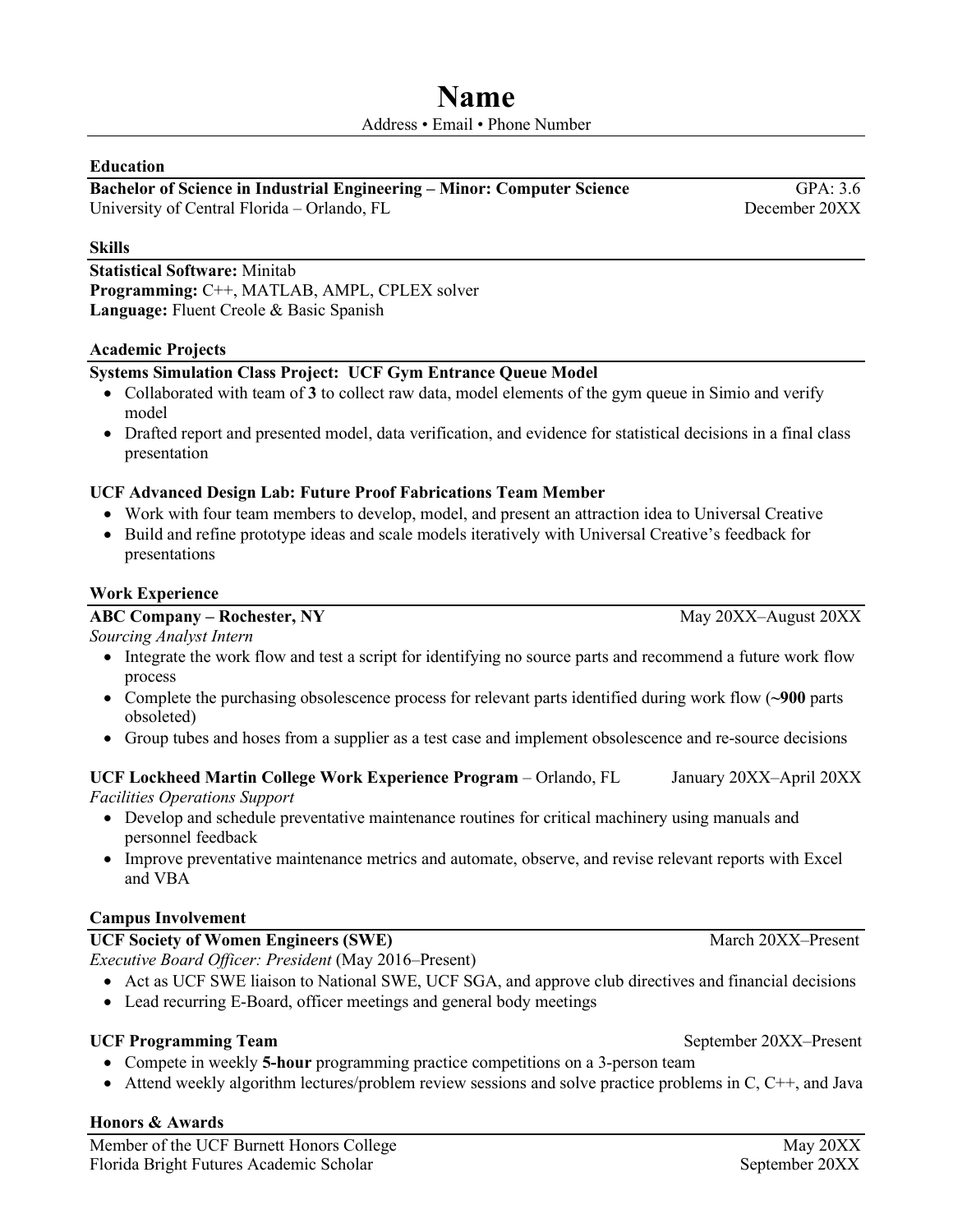# Name

Address • Email • Phone Number

## Education

**Bachelor of Science in Industrial Engineering – Minor: Computer Science** GPA: 3.6
University of Central Florida – Orlando, FL December 20XX

## Skills

**Statistical Software:** Minitab
**Programming:** C++, MATLAB, AMPL, CPLEX solver
**Language:** Fluent Creole & Basic Spanish

## Academic Projects

**Systems Simulation Class Project: UCF Gym Entrance Queue Model**

- Collaborated with team of **3** to collect raw data, model elements of the gym queue in Simio and verify model
- Drafted report and presented model, data verification, and evidence for statistical decisions in a final class presentation

**UCF Advanced Design Lab: Future Proof Fabrications Team Member**

- Work with four team members to develop, model, and present an attraction idea to Universal Creative
- Build and refine prototype ideas and scale models iteratively with Universal Creative's feedback for presentations

## Work Experience

**ABC Company – Rochester, NY** May 20XX–August 20XX
*Sourcing Analyst Intern*

- Integrate the work flow and test a script for identifying no source parts and recommend a future work flow process
- Complete the purchasing obsolescence process for relevant parts identified during work flow (**~900** parts obsoleted)
- Group tubes and hoses from a supplier as a test case and implement obsolescence and re-source decisions

**UCF Lockheed Martin College Work Experience Program** – Orlando, FL January 20XX–April 20XX
*Facilities Operations Support*

- Develop and schedule preventative maintenance routines for critical machinery using manuals and personnel feedback
- Improve preventative maintenance metrics and automate, observe, and revise relevant reports with Excel and VBA

## Campus Involvement

**UCF Society of Women Engineers (SWE)** March 20XX–Present
*Executive Board Officer: President* (May 2016–Present)

- Act as UCF SWE liaison to National SWE, UCF SGA, and approve club directives and financial decisions
- Lead recurring E-Board, officer meetings and general body meetings

**UCF Programming Team** September 20XX–Present

- Compete in weekly **5-hour** programming practice competitions on a 3-person team
- Attend weekly algorithm lectures/problem review sessions and solve practice problems in C, C++, and Java

## Honors & Awards

Member of the UCF Burnett Honors College May 20XX
Florida Bright Futures Academic Scholar September 20XX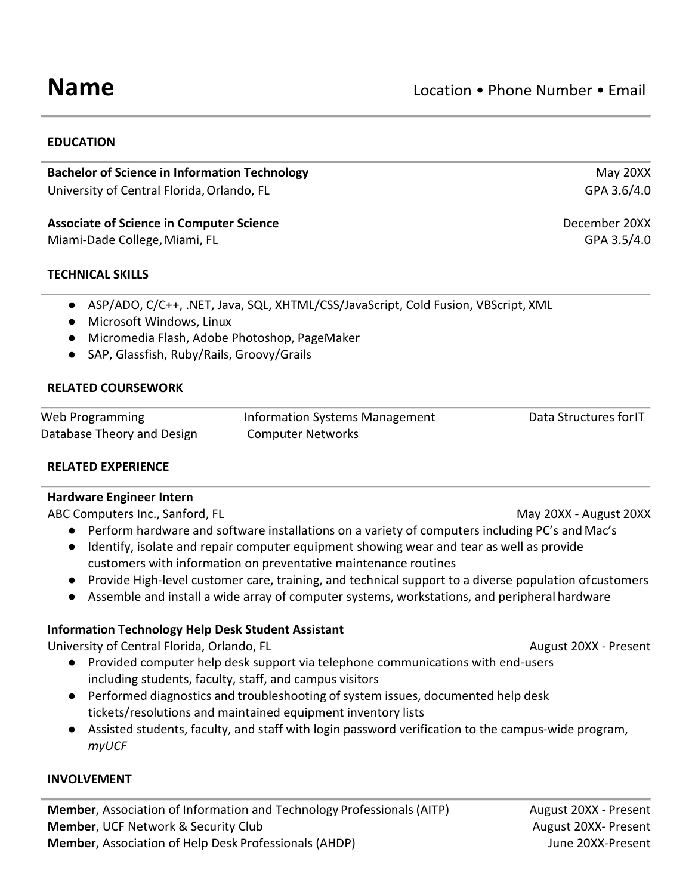# Name

Location • Phone Number • Email

## EDUCATION

**Bachelor of Science in Information Technology** — May 20XX
University of Central Florida, Orlando, FL — GPA 3.6/4.0

**Associate of Science in Computer Science** — December 20XX
Miami-Dade College, Miami, FL — GPA 3.5/4.0

## TECHNICAL SKILLS

- ASP/ADO, C/C++, .NET, Java, SQL, XHTML/CSS/JavaScript, Cold Fusion, VBScript, XML
- Microsoft Windows, Linux
- Micromedia Flash, Adobe Photoshop, PageMaker
- SAP, Glassfish, Ruby/Rails, Groovy/Grails

## RELATED COURSEWORK

| | | |
|---|---|---|
| Web Programming | Information Systems Management | Data Structures for IT |
| Database Theory and Design | Computer Networks | |

## RELATED EXPERIENCE

**Hardware Engineer Intern**
ABC Computers Inc., Sanford, FL — May 20XX - August 20XX

- Perform hardware and software installations on a variety of computers including PC's and Mac's
- Identify, isolate and repair computer equipment showing wear and tear as well as provide customers with information on preventative maintenance routines
- Provide High-level customer care, training, and technical support to a diverse population of customers
- Assemble and install a wide array of computer systems, workstations, and peripheral hardware

**Information Technology Help Desk Student Assistant**
University of Central Florida, Orlando, FL — August 20XX - Present

- Provided computer help desk support via telephone communications with end-users including students, faculty, staff, and campus visitors
- Performed diagnostics and troubleshooting of system issues, documented help desk tickets/resolutions and maintained equipment inventory lists
- Assisted students, faculty, and staff with login password verification to the campus-wide program, *myUCF*

## INVOLVEMENT

**Member**, Association of Information and Technology Professionals (AITP) — August 20XX - Present
**Member**, UCF Network & Security Club — August 20XX- Present
**Member**, Association of Help Desk Professionals (AHDP) — June 20XX-Present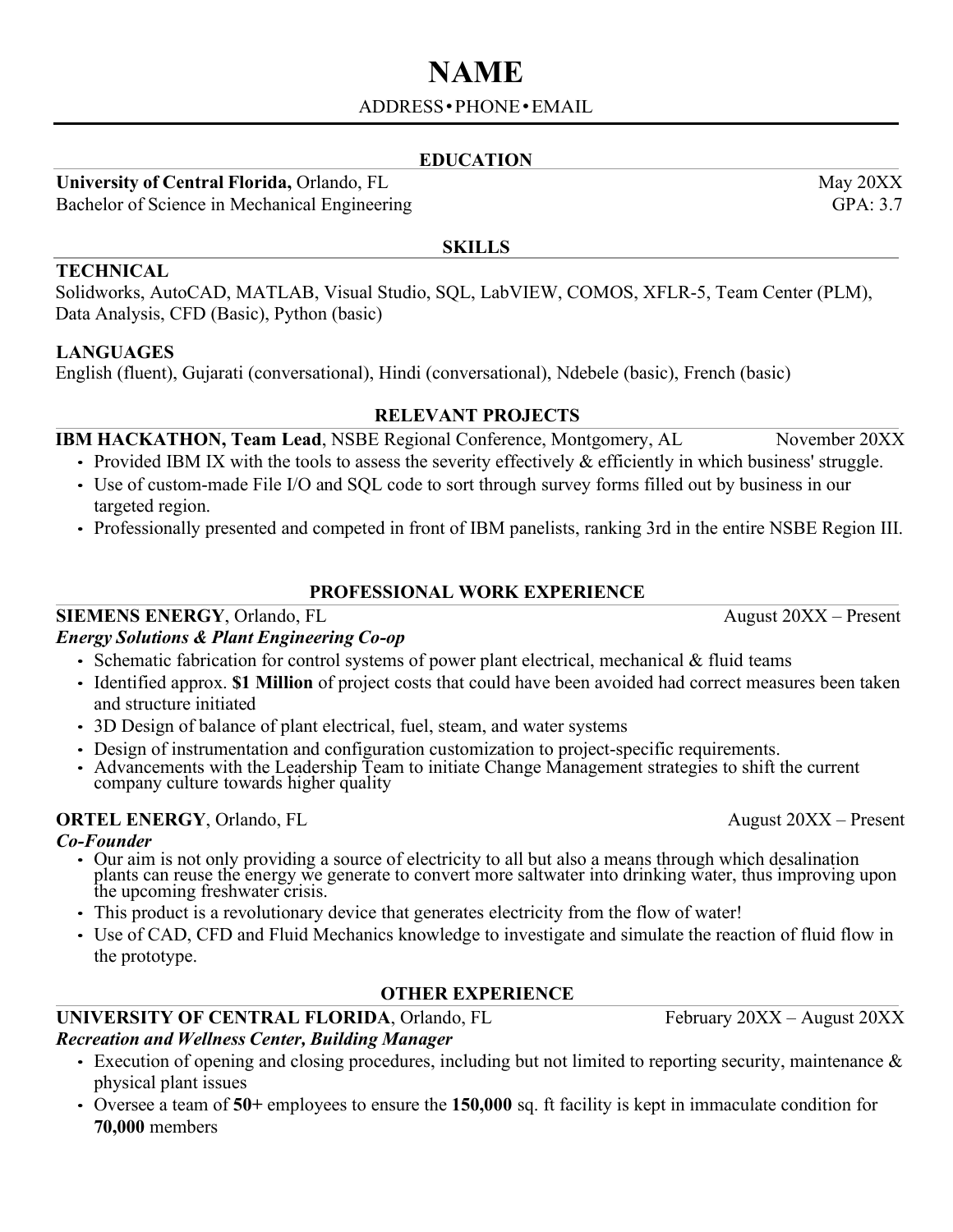# NAME

ADDRESS • PHONE • EMAIL

## EDUCATION

**University of Central Florida,** Orlando, FL — May 20XX
Bachelor of Science in Mechanical Engineering — GPA: 3.7

## SKILLS

### TECHNICAL

Solidworks, AutoCAD, MATLAB, Visual Studio, SQL, LabVIEW, COMOS, XFLR-5, Team Center (PLM), Data Analysis, CFD (Basic), Python (basic)

### LANGUAGES

English (fluent), Gujarati (conversational), Hindi (conversational), Ndebele (basic), French (basic)

## RELEVANT PROJECTS

**IBM HACKATHON, Team Lead**, NSBE Regional Conference, Montgomery, AL — November 20XX

- Provided IBM IX with the tools to assess the severity effectively & efficiently in which business' struggle.
- Use of custom-made File I/O and SQL code to sort through survey forms filled out by business in our targeted region.
- Professionally presented and competed in front of IBM panelists, ranking 3rd in the entire NSBE Region III.

## PROFESSIONAL WORK EXPERIENCE

**SIEMENS ENERGY**, Orlando, FL — August 20XX – Present
***Energy Solutions & Plant Engineering Co-op***

- Schematic fabrication for control systems of power plant electrical, mechanical & fluid teams
- Identified approx. **$1 Million** of project costs that could have been avoided had correct measures been taken and structure initiated
- 3D Design of balance of plant electrical, fuel, steam, and water systems
- Design of instrumentation and configuration customization to project-specific requirements.
- Advancements with the Leadership Team to initiate Change Management strategies to shift the current company culture towards higher quality

**ORTEL ENERGY**, Orlando, FL — August 20XX – Present
***Co-Founder***

- Our aim is not only providing a source of electricity to all but also a means through which desalination plants can reuse the energy we generate to convert more saltwater into drinking water, thus improving upon the upcoming freshwater crisis.
- This product is a revolutionary device that generates electricity from the flow of water!
- Use of CAD, CFD and Fluid Mechanics knowledge to investigate and simulate the reaction of fluid flow in the prototype.

## OTHER EXPERIENCE

**UNIVERSITY OF CENTRAL FLORIDA**, Orlando, FL — February 20XX – August 20XX
***Recreation and Wellness Center, Building Manager***

- Execution of opening and closing procedures, including but not limited to reporting security, maintenance & physical plant issues
- Oversee a team of **50+** employees to ensure the **150,000** sq. ft facility is kept in immaculate condition for **70,000** members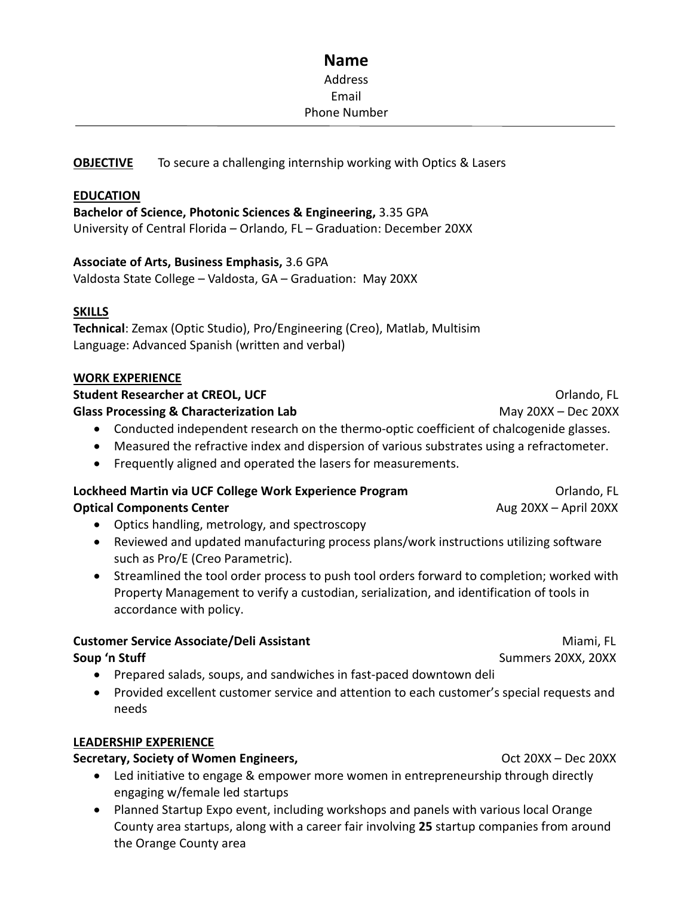# Name

Address
Email
Phone Number

---

**OBJECTIVE** To secure a challenging internship working with Optics & Lasers

## EDUCATION

**Bachelor of Science, Photonic Sciences & Engineering,** 3.35 GPA
University of Central Florida – Orlando, FL – Graduation: December 20XX

**Associate of Arts, Business Emphasis,** 3.6 GPA
Valdosta State College – Valdosta, GA – Graduation: May 20XX

## SKILLS

**Technical**: Zemax (Optic Studio), Pro/Engineering (Creo), Matlab, Multisim
Language: Advanced Spanish (written and verbal)

## WORK EXPERIENCE

**Student Researcher at CREOL, UCF** — Orlando, FL
**Glass Processing & Characterization Lab** — May 20XX – Dec 20XX

- Conducted independent research on the thermo-optic coefficient of chalcogenide glasses.
- Measured the refractive index and dispersion of various substrates using a refractometer.
- Frequently aligned and operated the lasers for measurements.

**Lockheed Martin via UCF College Work Experience Program** — Orlando, FL
**Optical Components Center** — Aug 20XX – April 20XX

- Optics handling, metrology, and spectroscopy
- Reviewed and updated manufacturing process plans/work instructions utilizing software such as Pro/E (Creo Parametric).
- Streamlined the tool order process to push tool orders forward to completion; worked with Property Management to verify a custodian, serialization, and identification of tools in accordance with policy.

**Customer Service Associate/Deli Assistant** — Miami, FL
**Soup 'n Stuff** — Summers 20XX, 20XX

- Prepared salads, soups, and sandwiches in fast-paced downtown deli
- Provided excellent customer service and attention to each customer's special requests and needs

## LEADERSHIP EXPERIENCE

**Secretary, Society of Women Engineers,** — Oct 20XX – Dec 20XX

- Led initiative to engage & empower more women in entrepreneurship through directly engaging w/female led startups
- Planned Startup Expo event, including workshops and panels with various local Orange County area startups, along with a career fair involving **25** startup companies from around the Orange County area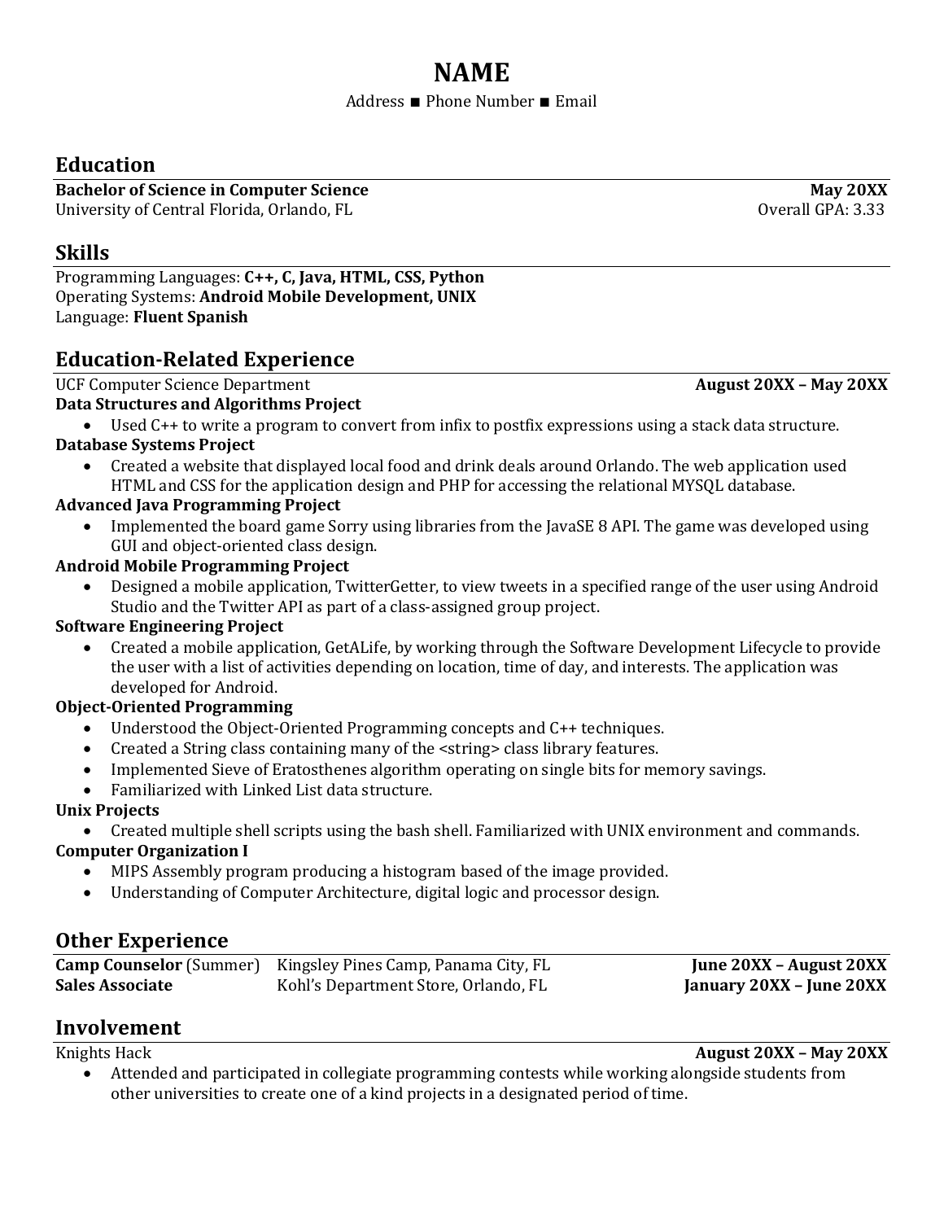# NAME

Address ■ Phone Number ■ Email

## Education

**Bachelor of Science in Computer Science** **May 20XX**
University of Central Florida, Orlando, FL Overall GPA: 3.33

## Skills

Programming Languages: **C++, C, Java, HTML, CSS, Python**
Operating Systems: **Android Mobile Development, UNIX**
Language: **Fluent Spanish**

## Education-Related Experience

UCF Computer Science Department **August 20XX – May 20XX**

**Data Structures and Algorithms Project**
- Used C++ to write a program to convert from infix to postfix expressions using a stack data structure.

**Database Systems Project**
- Created a website that displayed local food and drink deals around Orlando. The web application used HTML and CSS for the application design and PHP for accessing the relational MYSQL database.

**Advanced Java Programming Project**
- Implemented the board game Sorry using libraries from the JavaSE 8 API. The game was developed using GUI and object-oriented class design.

**Android Mobile Programming Project**
- Designed a mobile application, TwitterGetter, to view tweets in a specified range of the user using Android Studio and the Twitter API as part of a class-assigned group project.

**Software Engineering Project**
- Created a mobile application, GetALife, by working through the Software Development Lifecycle to provide the user with a list of activities depending on location, time of day, and interests. The application was developed for Android.

**Object-Oriented Programming**
- Understood the Object-Oriented Programming concepts and C++ techniques.
- Created a String class containing many of the <string> class library features.
- Implemented Sieve of Eratosthenes algorithm operating on single bits for memory savings.
- Familiarized with Linked List data structure.

**Unix Projects**
- Created multiple shell scripts using the bash shell. Familiarized with UNIX environment and commands.

**Computer Organization I**
- MIPS Assembly program producing a histogram based of the image provided.
- Understanding of Computer Architecture, digital logic and processor design.

## Other Experience

**Camp Counselor** (Summer) Kingsley Pines Camp, Panama City, FL **June 20XX – August 20XX**
**Sales Associate** Kohl's Department Store, Orlando, FL **January 20XX – June 20XX**

## Involvement

Knights Hack **August 20XX – May 20XX**
- Attended and participated in collegiate programming contests while working alongside students from other universities to create one of a kind projects in a designated period of time.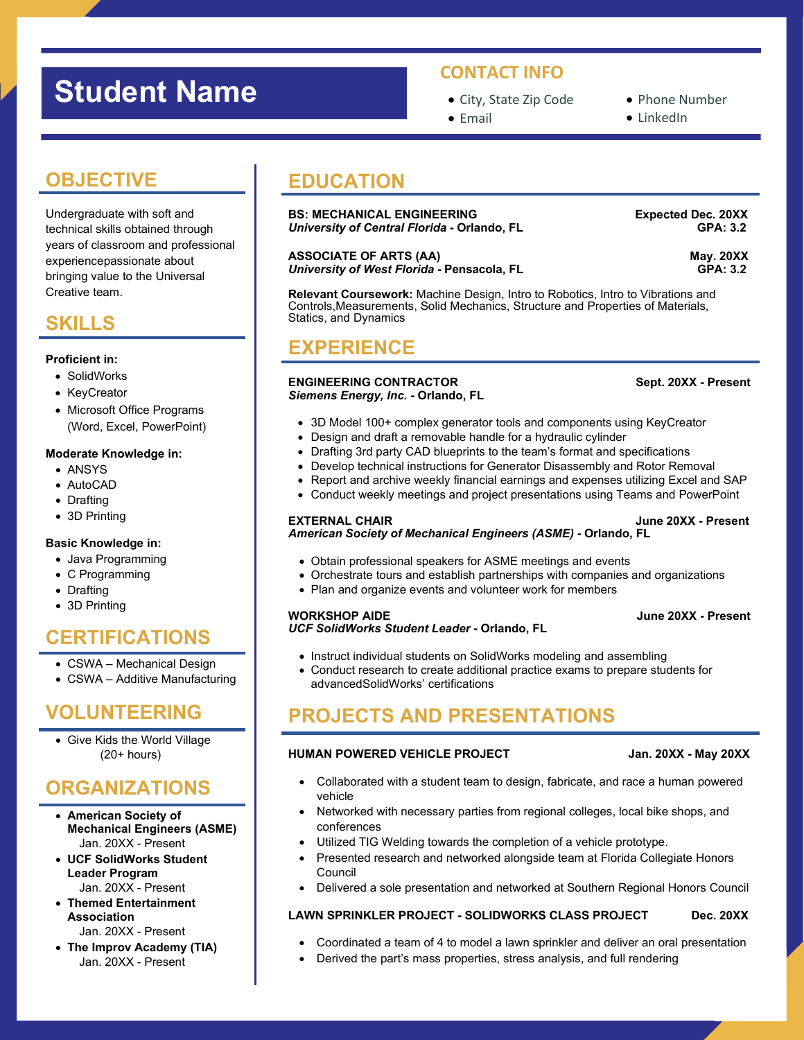# Student Name

## CONTACT INFO

- City, State Zip Code
- Email
- Phone Number
- LinkedIn

## OBJECTIVE

Undergraduate with soft and technical skills obtained through years of classroom and professional experiencepassionate about bringing value to the Universal Creative team.

## SKILLS

**Proficient in:**

- SolidWorks
- KeyCreator
- Microsoft Office Programs (Word, Excel, PowerPoint)

**Moderate Knowledge in:**

- ANSYS
- AutoCAD
- Drafting
- 3D Printing

**Basic Knowledge in:**

- Java Programming
- C Programming
- Drafting
- 3D Printing

## CERTIFICATIONS

- CSWA – Mechanical Design
- CSWA – Additive Manufacturing

## VOLUNTEERING

- Give Kids the World Village (20+ hours)

## ORGANIZATIONS

- **American Society of Mechanical Engineers (ASME)**
  Jan. 20XX - Present
- **UCF SolidWorks Student Leader Program**
  Jan. 20XX - Present
- **Themed Entertainment Association**
  Jan. 20XX - Present
- **The Improv Academy (TIA)**
  Jan. 20XX - Present

## EDUCATION

**BS: MECHANICAL ENGINEERING** — **Expected Dec. 20XX**
***University of Central Florida* - Orlando, FL** — **GPA: 3.2**

**ASSOCIATE OF ARTS (AA)** — **May. 20XX**
***University of West Florida* - Pensacola, FL** — **GPA: 3.2**

**Relevant Coursework:** Machine Design, Intro to Robotics, Intro to Vibrations and Controls,Measurements, Solid Mechanics, Structure and Properties of Materials, Statics, and Dynamics

## EXPERIENCE

**ENGINEERING CONTRACTOR** — **Sept. 20XX - Present**
***Siemens Energy, Inc.* - Orlando, FL**

- 3D Model 100+ complex generator tools and components using KeyCreator
- Design and draft a removable handle for a hydraulic cylinder
- Drafting 3rd party CAD blueprints to the team's format and specifications
- Develop technical instructions for Generator Disassembly and Rotor Removal
- Report and archive weekly financial earnings and expenses utilizing Excel and SAP
- Conduct weekly meetings and project presentations using Teams and PowerPoint

**EXTERNAL CHAIR** — **June 20XX - Present**
***American Society of Mechanical Engineers (ASME)* - Orlando, FL**

- Obtain professional speakers for ASME meetings and events
- Orchestrate tours and establish partnerships with companies and organizations
- Plan and organize events and volunteer work for members

**WORKSHOP AIDE** — **June 20XX - Present**
***UCF SolidWorks Student Leader* - Orlando, FL**

- Instruct individual students on SolidWorks modeling and assembling
- Conduct research to create additional practice exams to prepare students for advancedSolidWorks' certifications

## PROJECTS AND PRESENTATIONS

**HUMAN POWERED VEHICLE PROJECT** — **Jan. 20XX - May 20XX**

- Collaborated with a student team to design, fabricate, and race a human powered vehicle
- Networked with necessary parties from regional colleges, local bike shops, and conferences
- Utilized TIG Welding towards the completion of a vehicle prototype.
- Presented research and networked alongside team at Florida Collegiate Honors Council
- Delivered a sole presentation and networked at Southern Regional Honors Council

**LAWN SPRINKLER PROJECT - SOLIDWORKS CLASS PROJECT** — **Dec. 20XX**

- Coordinated a team of 4 to model a lawn sprinkler and deliver an oral presentation
- Derived the part's mass properties, stress analysis, and full rendering